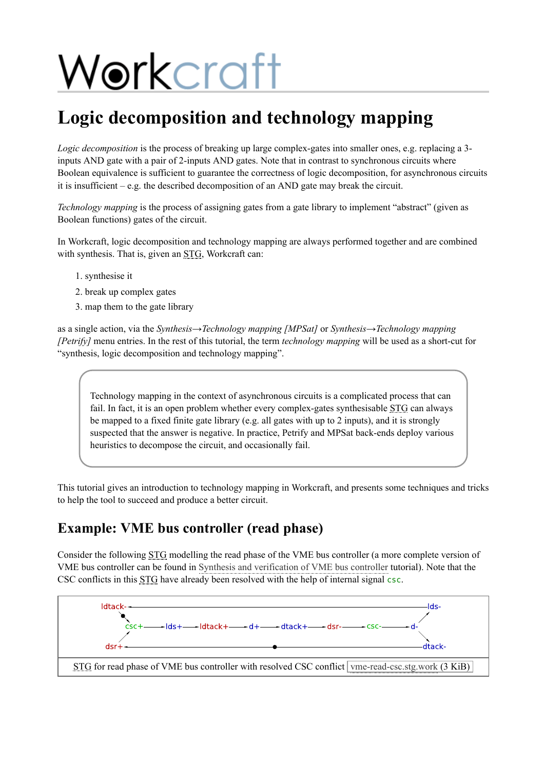# Workcraft

# Logic decomposition and technology mapping

*Logic decomposition* is the process of breaking up large complex-gates into smaller ones, e.g. replacing a 3-inputs AND gate with a pair of 2-inputs AND gates. Note that in contrast to synchronous circuits where Boolean equivalence is sufficient to guarantee the correctness of logic decomposition, for asynchronous circuits it is insufficient – e.g. the described decomposition of an AND gate may break the circuit.

*Technology mapping* is the process of assigning gates from a gate library to implement "abstract" (given as Boolean functions) gates of the circuit.

In Workcraft, logic decomposition and technology mapping are always performed together and are combined with synthesis. That is, given an STG, Workcraft can:

1. synthesise it
2. break up complex gates
3. map them to the gate library

as a single action, via the *Synthesis→Technology mapping [MPSat]* or *Synthesis→Technology mapping [Petrify]* menu entries. In the rest of this tutorial, the term *technology mapping* will be used as a short-cut for "synthesis, logic decomposition and technology mapping".

> Technology mapping in the context of asynchronous circuits is a complicated process that can fail. In fact, it is an open problem whether every complex-gates synthesisable STG can always be mapped to a fixed finite gate library (e.g. all gates with up to 2 inputs), and it is strongly suspected that the answer is negative. In practice, Petrify and MPSat back-ends deploy various heuristics to decompose the circuit, and occasionally fail.

This tutorial gives an introduction to technology mapping in Workcraft, and presents some techniques and tricks to help the tool to succeed and produce a better circuit.

## Example: VME bus controller (read phase)

Consider the following STG modelling the read phase of the VME bus controller (a more complete version of VME bus controller can be found in Synthesis and verification of VME bus controller tutorial). Note that the CSC conflicts in this STG have already been resolved with the help of internal signal `csc`.

STG for read phase of VME bus controller with resolved CSC conflict vme-read-csc.stg.work (3 KiB)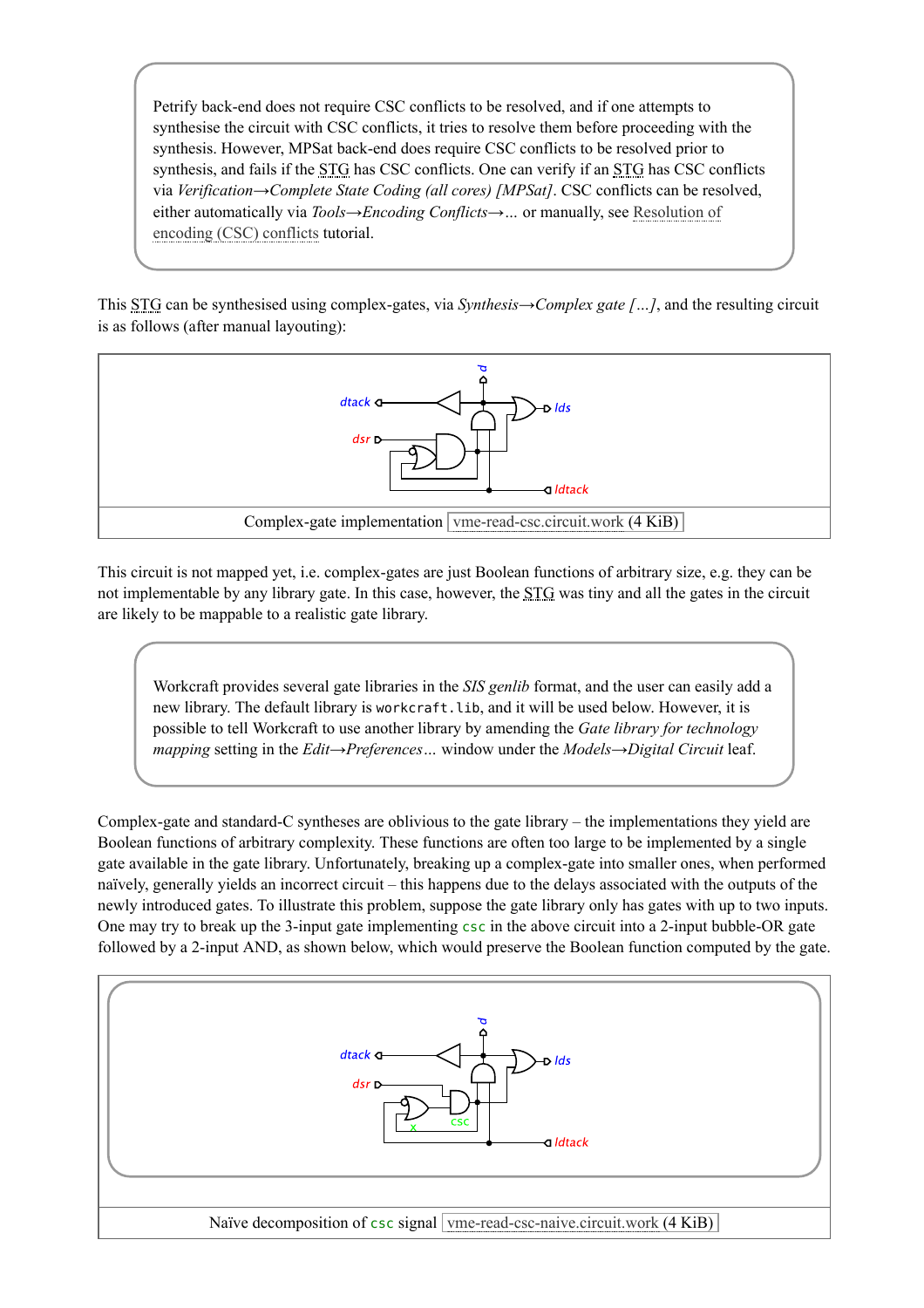> Petrify back-end does not require CSC conflicts to be resolved, and if one attempts to synthesise the circuit with CSC conflicts, it tries to resolve them before proceeding with the synthesis. However, MPSat back-end does require CSC conflicts to be resolved prior to synthesis, and fails if the STG has CSC conflicts. One can verify if an STG has CSC conflicts via *Verification→Complete State Coding (all cores) [MPSat]*. CSC conflicts can be resolved, either automatically via *Tools→Encoding Conflicts→…* or manually, see Resolution of encoding (CSC) conflicts tutorial.

This STG can be synthesised using complex-gates, via *Synthesis→Complex gate […]*, and the resulting circuit is as follows (after manual layouting):

dtack d lds dsr ldtack

Complex-gate implementation vme-read-csc.circuit.work (4 KiB)

This circuit is not mapped yet, i.e. complex-gates are just Boolean functions of arbitrary size, e.g. they can be not implementable by any library gate. In this case, however, the STG was tiny and all the gates in the circuit are likely to be mappable to a realistic gate library.

> Workcraft provides several gate libraries in the *SIS genlib* format, and the user can easily add a new library. The default library is `workcraft.lib`, and it will be used below. However, it is possible to tell Workcraft to use another library by amending the *Gate library for technology mapping* setting in the *Edit→Preferences…* window under the *Models→Digital Circuit* leaf.

Complex-gate and standard-C syntheses are oblivious to the gate library – the implementations they yield are Boolean functions of arbitrary complexity. These functions are often too large to be implemented by a single gate available in the gate library. Unfortunately, breaking up a complex-gate into smaller ones, when performed naïvely, generally yields an incorrect circuit – this happens due to the delays associated with the outputs of the newly introduced gates. To illustrate this problem, suppose the gate library only has gates with up to two inputs. One may try to break up the 3-input gate implementing `csc` in the above circuit into a 2-input bubble-OR gate followed by a 2-input AND, as shown below, which would preserve the Boolean function computed by the gate.

dtack d lds dsr x csc ldtack

Naïve decomposition of `csc` signal vme-read-csc-naive.circuit.work (4 KiB)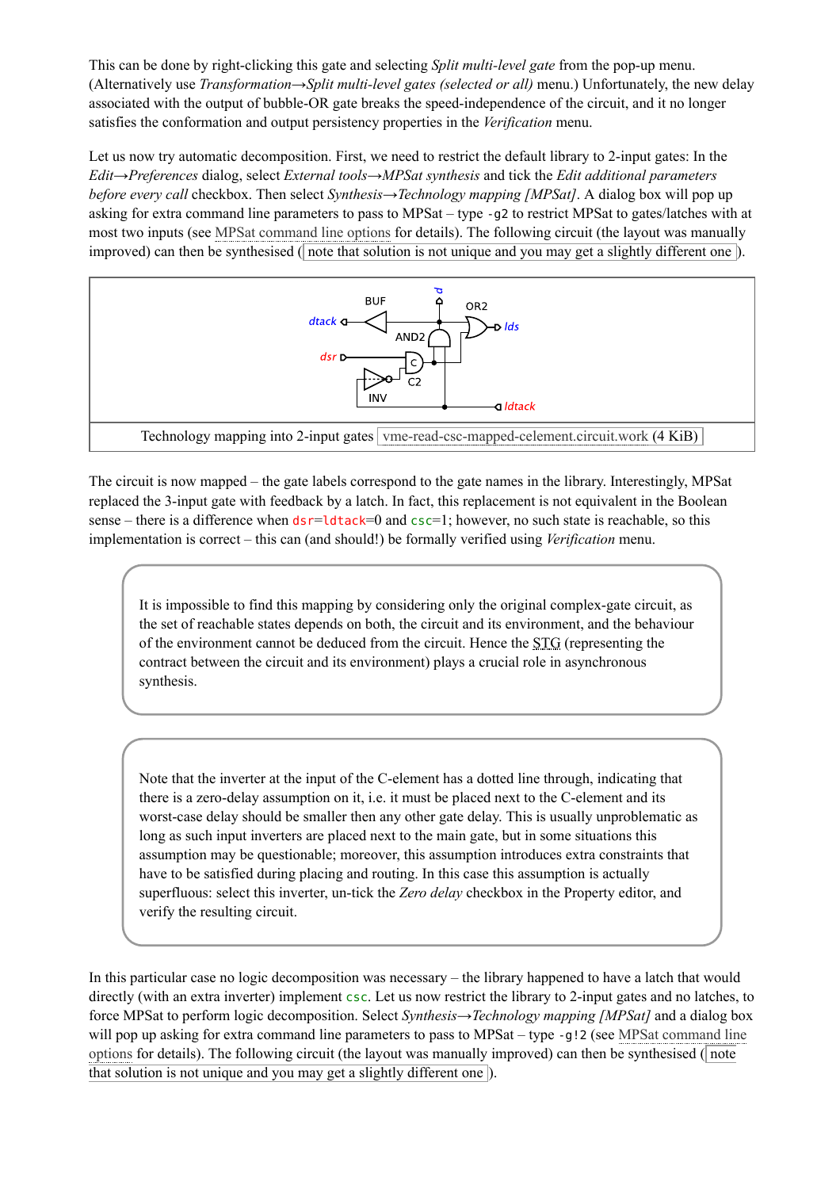This can be done by right-clicking this gate and selecting *Split multi-level gate* from the pop-up menu. (Alternatively use *Transformation→Split multi-level gates (selected or all)* menu.) Unfortunately, the new delay associated with the output of bubble-OR gate breaks the speed-independence of the circuit, and it no longer satisfies the conformation and output persistency properties in the *Verification* menu.

Let us now try automatic decomposition. First, we need to restrict the default library to 2-input gates: In the *Edit→Preferences* dialog, select *External tools→MPSat synthesis* and tick the *Edit additional parameters before every call* checkbox. Then select *Synthesis→Technology mapping [MPSat]*. A dialog box will pop up asking for extra command line parameters to pass to MPSat – type `-g2` to restrict MPSat to gates/latches with at most two inputs (see MPSat command line options for details). The following circuit (the layout was manually improved) can then be synthesised ( note that solution is not unique and you may get a slightly different one ).

Technology mapping into 2-input gates vme-read-csc-mapped-celement.circuit.work (4 KiB)

The circuit is now mapped – the gate labels correspond to the gate names in the library. Interestingly, MPSat replaced the 3-input gate with feedback by a latch. In fact, this replacement is not equivalent in the Boolean sense – there is a difference when `dsr`=`ldtack`=0 and `csc`=1; however, no such state is reachable, so this implementation is correct – this can (and should!) be formally verified using *Verification* menu.

> It is impossible to find this mapping by considering only the original complex-gate circuit, as the set of reachable states depends on both, the circuit and its environment, and the behaviour of the environment cannot be deduced from the circuit. Hence the STG (representing the contract between the circuit and its environment) plays a crucial role in asynchronous synthesis.

> Note that the inverter at the input of the C-element has a dotted line through, indicating that there is a zero-delay assumption on it, i.e. it must be placed next to the C-element and its worst-case delay should be smaller then any other gate delay. This is usually unproblematic as long as such input inverters are placed next to the main gate, but in some situations this assumption may be questionable; moreover, this assumption introduces extra constraints that have to be satisfied during placing and routing. In this case this assumption is actually superfluous: select this inverter, un-tick the *Zero delay* checkbox in the Property editor, and verify the resulting circuit.

In this particular case no logic decomposition was necessary – the library happened to have a latch that would directly (with an extra inverter) implement `csc`. Let us now restrict the library to 2-input gates and no latches, to force MPSat to perform logic decomposition. Select *Synthesis→Technology mapping [MPSat]* and a dialog box will pop up asking for extra command line parameters to pass to MPSat – type `-g!2` (see MPSat command line options for details). The following circuit (the layout was manually improved) can then be synthesised ( note that solution is not unique and you may get a slightly different one ).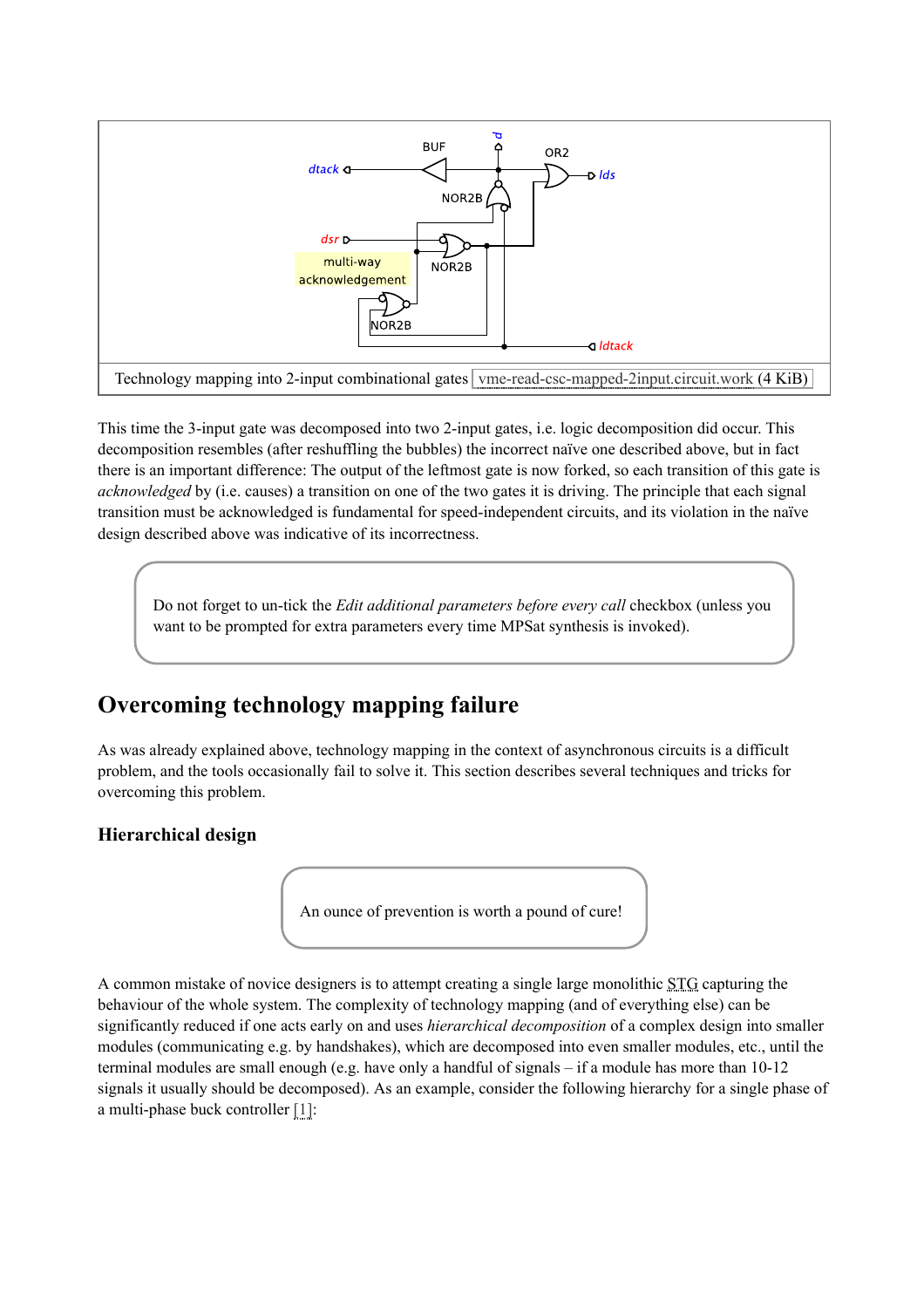Technology mapping into 2-input combinational gates vme-read-csc-mapped-2input.circuit.work (4 KiB)

This time the 3-input gate was decomposed into two 2-input gates, i.e. logic decomposition did occur. This decomposition resembles (after reshuffling the bubbles) the incorrect naïve one described above, but in fact there is an important difference: The output of the leftmost gate is now forked, so each transition of this gate is *acknowledged* by (i.e. causes) a transition on one of the two gates it is driving. The principle that each signal transition must be acknowledged is fundamental for speed-independent circuits, and its violation in the naïve design described above was indicative of its incorrectness.

> Do not forget to un-tick the *Edit additional parameters before every call* checkbox (unless you want to be prompted for extra parameters every time MPSat synthesis is invoked).

## Overcoming technology mapping failure

As was already explained above, technology mapping in the context of asynchronous circuits is a difficult problem, and the tools occasionally fail to solve it. This section describes several techniques and tricks for overcoming this problem.

### Hierarchical design

> An ounce of prevention is worth a pound of cure!

A common mistake of novice designers is to attempt creating a single large monolithic STG capturing the behaviour of the whole system. The complexity of technology mapping (and of everything else) can be significantly reduced if one acts early on and uses *hierarchical decomposition* of a complex design into smaller modules (communicating e.g. by handshakes), which are decomposed into even smaller modules, etc., until the terminal modules are small enough (e.g. have only a handful of signals – if a module has more than 10-12 signals it usually should be decomposed). As an example, consider the following hierarchy for a single phase of a multi-phase buck controller [1]: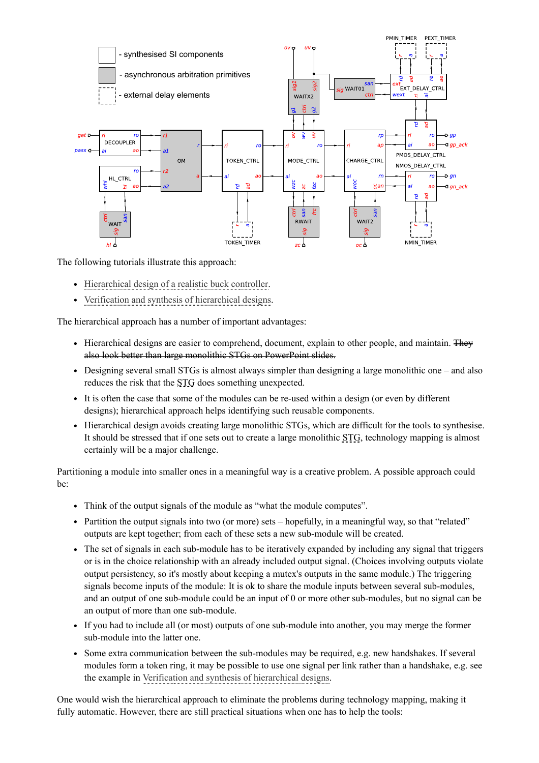The following tutorials illustrate this approach:

- Hierarchical design of a realistic buck controller.
- Verification and synthesis of hierarchical designs.

The hierarchical approach has a number of important advantages:

- Hierarchical designs are easier to comprehend, document, explain to other people, and maintain. ~~They also look better than large monolithic STGs on PowerPoint slides.~~
- Designing several small STGs is almost always simpler than designing a large monolithic one – and also reduces the risk that the STG does something unexpected.
- It is often the case that some of the modules can be re-used within a design (or even by different designs); hierarchical approach helps identifying such reusable components.
- Hierarchical design avoids creating large monolithic STGs, which are difficult for the tools to synthesise. It should be stressed that if one sets out to create a large monolithic STG, technology mapping is almost certainly will be a major challenge.

Partitioning a module into smaller ones in a meaningful way is a creative problem. A possible approach could be:

- Think of the output signals of the module as "what the module computes".
- Partition the output signals into two (or more) sets – hopefully, in a meaningful way, so that "related" outputs are kept together; from each of these sets a new sub-module will be created.
- The set of signals in each sub-module has to be iteratively expanded by including any signal that triggers or is in the choice relationship with an already included output signal. (Choices involving outputs violate output persistency, so it's mostly about keeping a mutex's outputs in the same module.) The triggering signals become inputs of the module: It is ok to share the module inputs between several sub-modules, and an output of one sub-module could be an input of 0 or more other sub-modules, but no signal can be an output of more than one sub-module.
- If you had to include all (or most) outputs of one sub-module into another, you may merge the former sub-module into the latter one.
- Some extra communication between the sub-modules may be required, e.g. new handshakes. If several modules form a token ring, it may be possible to use one signal per link rather than a handshake, e.g. see the example in Verification and synthesis of hierarchical designs.

One would wish the hierarchical approach to eliminate the problems during technology mapping, making it fully automatic. However, there are still practical situations when one has to help the tools: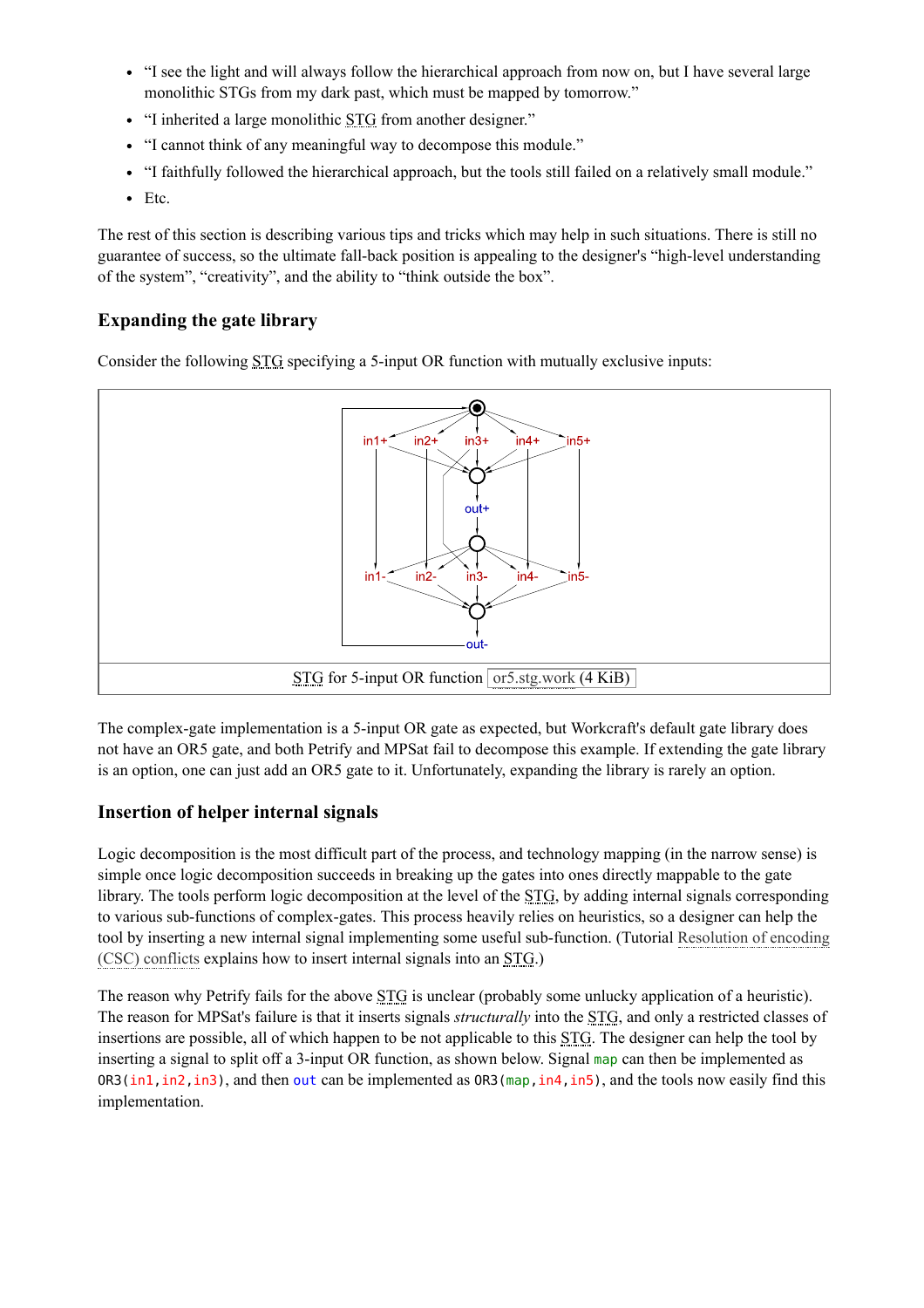- “I see the light and will always follow the hierarchical approach from now on, but I have several large monolithic STGs from my dark past, which must be mapped by tomorrow.”
- “I inherited a large monolithic STG from another designer.”
- “I cannot think of any meaningful way to decompose this module.”
- “I faithfully followed the hierarchical approach, but the tools still failed on a relatively small module.”
- Etc.

The rest of this section is describing various tips and tricks which may help in such situations. There is still no guarantee of success, so the ultimate fall-back position is appealing to the designer's “high-level understanding of the system”, “creativity”, and the ability to “think outside the box”.

### Expanding the gate library

Consider the following STG specifying a 5-input OR function with mutually exclusive inputs:

STG for 5-input OR function or5.stg.work (4 KiB)

The complex-gate implementation is a 5-input OR gate as expected, but Workcraft's default gate library does not have an OR5 gate, and both Petrify and MPSat fail to decompose this example. If extending the gate library is an option, one can just add an OR5 gate to it. Unfortunately, expanding the library is rarely an option.

### Insertion of helper internal signals

Logic decomposition is the most difficult part of the process, and technology mapping (in the narrow sense) is simple once logic decomposition succeeds in breaking up the gates into ones directly mappable to the gate library. The tools perform logic decomposition at the level of the STG, by adding internal signals corresponding to various sub-functions of complex-gates. This process heavily relies on heuristics, so a designer can help the tool by inserting a new internal signal implementing some useful sub-function. (Tutorial Resolution of encoding (CSC) conflicts explains how to insert internal signals into an STG.)

The reason why Petrify fails for the above STG is unclear (probably some unlucky application of a heuristic). The reason for MPSat's failure is that it inserts signals *structurally* into the STG, and only a restricted classes of insertions are possible, all of which happen to be not applicable to this STG. The designer can help the tool by inserting a signal to split off a 3-input OR function, as shown below. Signal `map` can then be implemented as `OR3(in1,in2,in3)`, and then `out` can be implemented as `OR3(map,in4,in5)`, and the tools now easily find this implementation.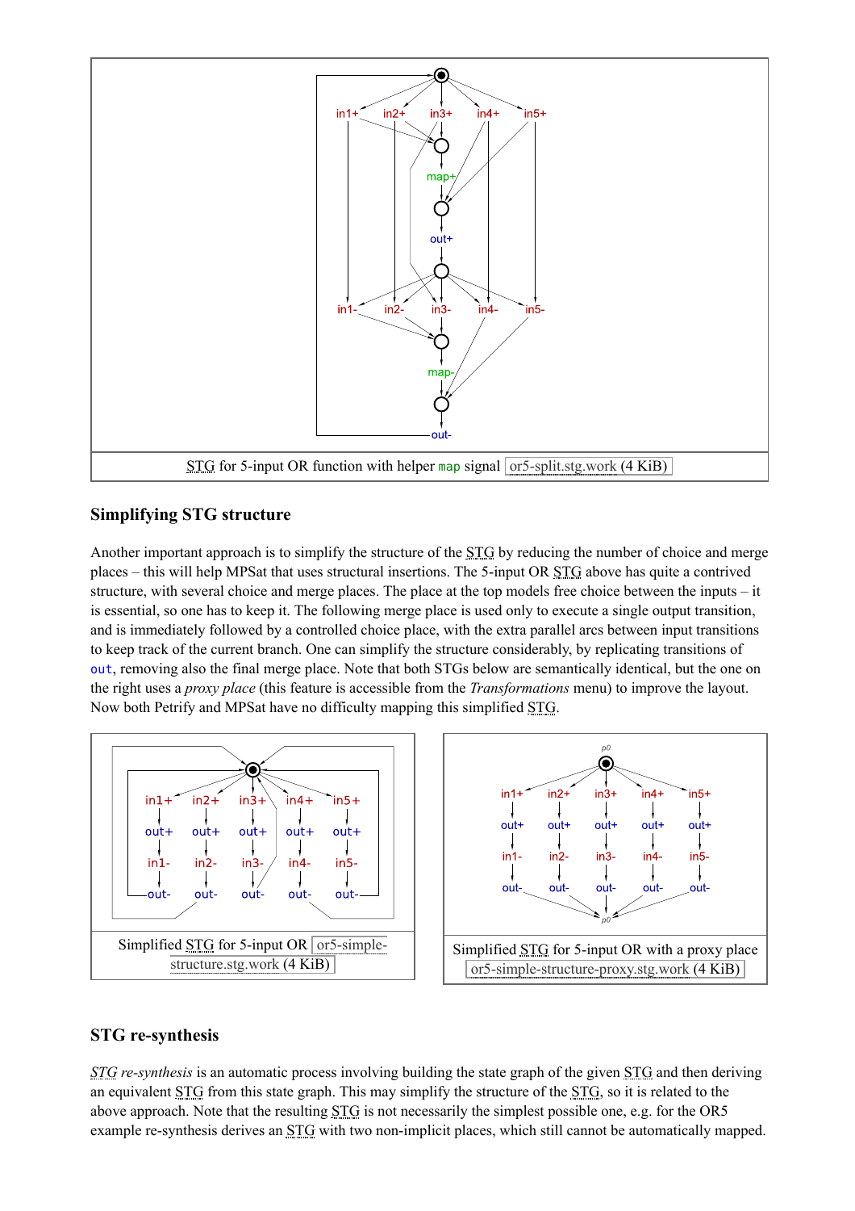STG for 5-input OR function with helper `map` signal or5-split.stg.work (4 KiB)

## Simplifying STG structure

Another important approach is to simplify the structure of the STG by reducing the number of choice and merge places – this will help MPSat that uses structural insertions. The 5-input OR STG above has quite a contrived structure, with several choice and merge places. The place at the top models free choice between the inputs – it is essential, so one has to keep it. The following merge place is used only to execute a single output transition, and is immediately followed by a controlled choice place, with the extra parallel arcs between input transitions to keep track of the current branch. One can simplify the structure considerably, by replicating transitions of `out`, removing also the final merge place. Note that both STGs below are semantically identical, but the one on the right uses a *proxy place* (this feature is accessible from the *Transformations* menu) to improve the layout. Now both Petrify and MPSat have no difficulty mapping this simplified STG.

Simplified STG for 5-input OR or5-simple-structure.stg.work (4 KiB)

Simplified STG for 5-input OR with a proxy place or5-simple-structure-proxy.stg.work (4 KiB)

## STG re-synthesis

*STG re-synthesis* is an automatic process involving building the state graph of the given STG and then deriving an equivalent STG from this state graph. This may simplify the structure of the STG, so it is related to the above approach. Note that the resulting STG is not necessarily the simplest possible one, e.g. for the OR5 example re-synthesis derives an STG with two non-implicit places, which still cannot be automatically mapped.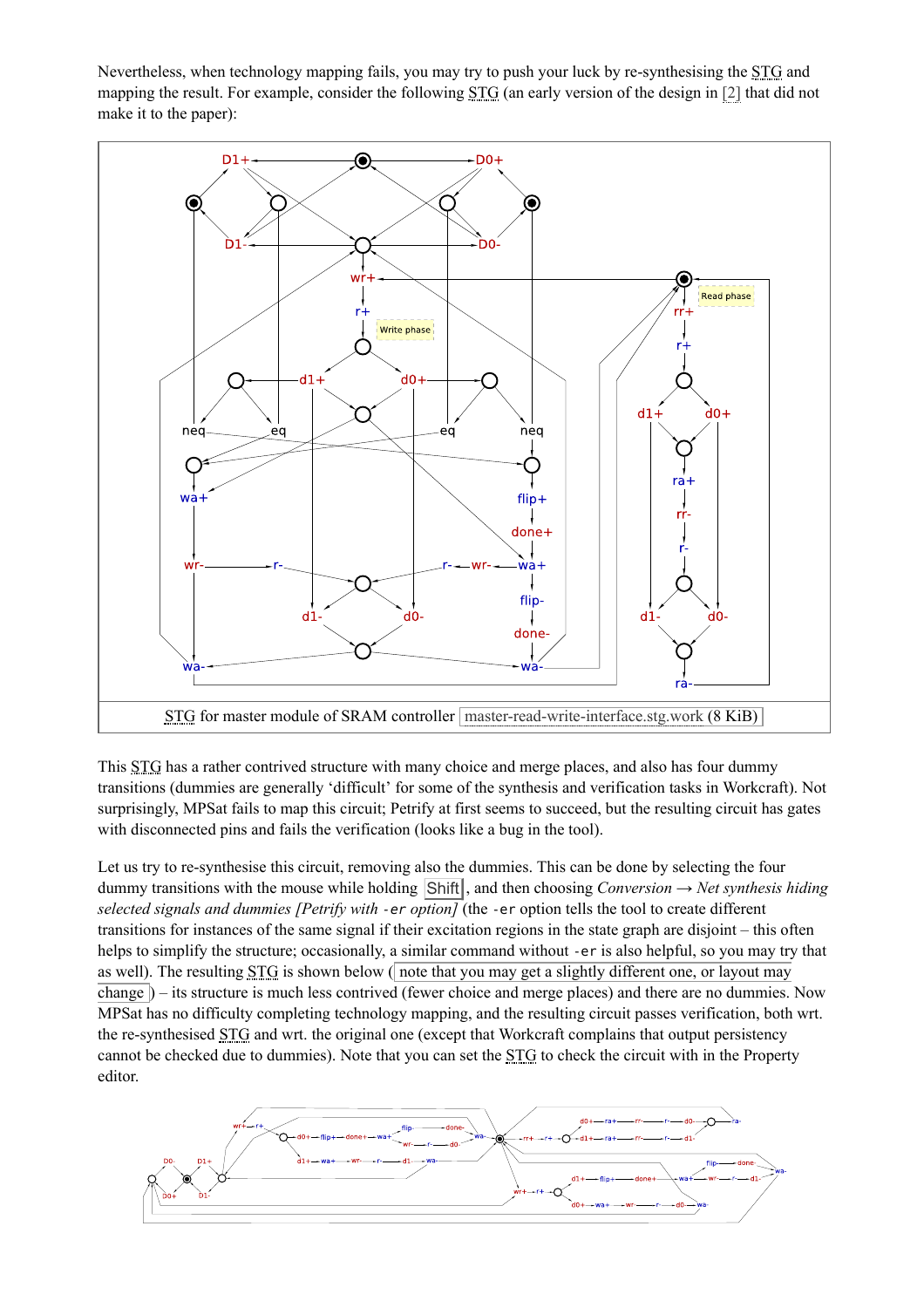Nevertheless, when technology mapping fails, you may try to push your luck by re-synthesising the STG and mapping the result. For example, consider the following STG (an early version of the design in [2] that did not make it to the paper):

STG for master module of SRAM controller master-read-write-interface.stg.work (8 KiB)

This STG has a rather contrived structure with many choice and merge places, and also has four dummy transitions (dummies are generally 'difficult' for some of the synthesis and verification tasks in Workcraft). Not surprisingly, MPSat fails to map this circuit; Petrify at first seems to succeed, but the resulting circuit has gates with disconnected pins and fails the verification (looks like a bug in the tool).

Let us try to re-synthesise this circuit, removing also the dummies. This can be done by selecting the four dummy transitions with the mouse while holding Shift, and then choosing *Conversion → Net synthesis hiding selected signals and dummies [Petrify with -er option]* (the `-er` option tells the tool to create different transitions for instances of the same signal if their excitation regions in the state graph are disjoint – this often helps to simplify the structure; occasionally, a similar command without `-er` is also helpful, so you may try that as well). The resulting STG is shown below (note that you may get a slightly different one, or layout may change) – its structure is much less contrived (fewer choice and merge places) and there are no dummies. Now MPSat has no difficulty completing technology mapping, and the resulting circuit passes verification, both wrt. the re-synthesised STG and wrt. the original one (except that Workcraft complains that output persistency cannot be checked due to dummies). Note that you can set the STG to check the circuit with in the Property editor.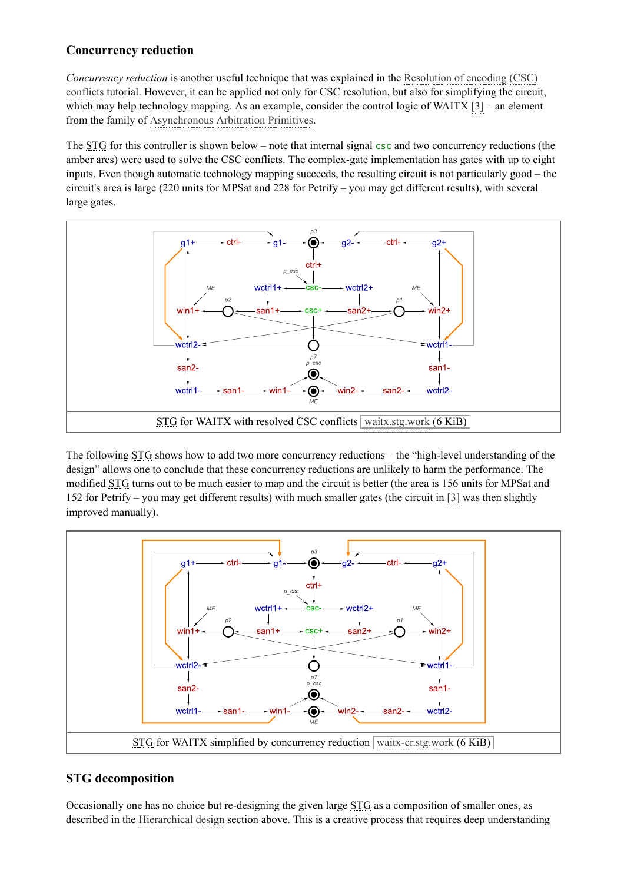### Concurrency reduction

*Concurrency reduction* is another useful technique that was explained in the Resolution of encoding (CSC) conflicts tutorial. However, it can be applied not only for CSC resolution, but also for simplifying the circuit, which may help technology mapping. As an example, consider the control logic of WAITX [3] – an element from the family of Asynchronous Arbitration Primitives.

The STG for this controller is shown below – note that internal signal `csc` and two concurrency reductions (the amber arcs) were used to solve the CSC conflicts. The complex-gate implementation has gates with up to eight inputs. Even though automatic technology mapping succeeds, the resulting circuit is not particularly good – the circuit's area is large (220 units for MPSat and 228 for Petrify – you may get different results), with several large gates.

STG for WAITX with resolved CSC conflicts waitx.stg.work (6 KiB)

The following STG shows how to add two more concurrency reductions – the "high-level understanding of the design" allows one to conclude that these concurrency reductions are unlikely to harm the performance. The modified STG turns out to be much easier to map and the circuit is better (the area is 156 units for MPSat and 152 for Petrify – you may get different results) with much smaller gates (the circuit in [3] was then slightly improved manually).

STG for WAITX simplified by concurrency reduction waitx-cr.stg.work (6 KiB)

### STG decomposition

Occasionally one has no choice but re-designing the given large STG as a composition of smaller ones, as described in the Hierarchical design section above. This is a creative process that requires deep understanding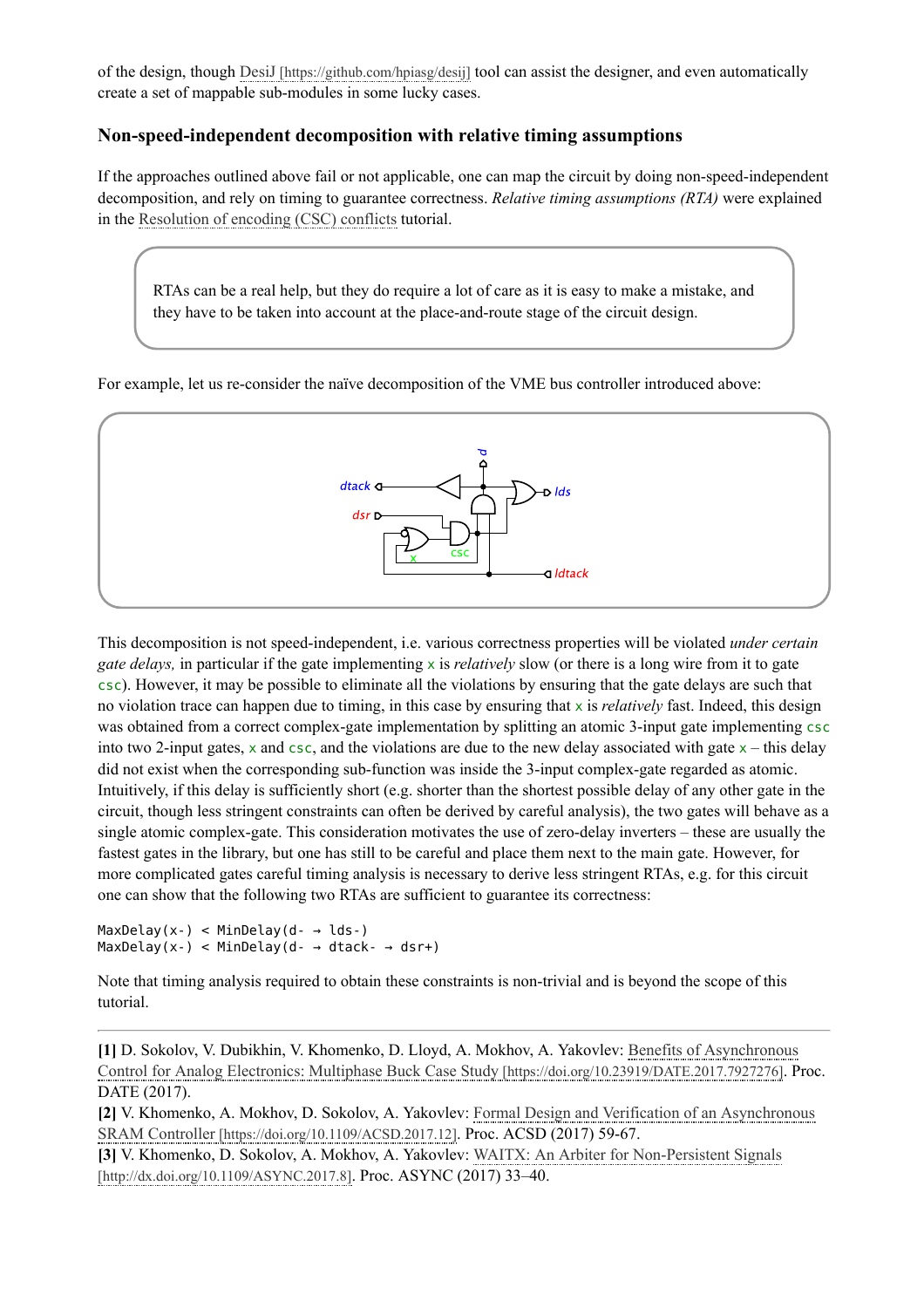of the design, though DesiJ [https://github.com/hpiasg/desij] tool can assist the designer, and even automatically create a set of mappable sub-modules in some lucky cases.

### Non-speed-independent decomposition with relative timing assumptions

If the approaches outlined above fail or not applicable, one can map the circuit by doing non-speed-independent decomposition, and rely on timing to guarantee correctness. *Relative timing assumptions (RTA)* were explained in the Resolution of encoding (CSC) conflicts tutorial.

> RTAs can be a real help, but they do require a lot of care as it is easy to make a mistake, and they have to be taken into account at the place-and-route stage of the circuit design.

For example, let us re-consider the naïve decomposition of the VME bus controller introduced above:

d
dtack
lds
dsr
x
csc
ldtack

This decomposition is not speed-independent, i.e. various correctness properties will be violated *under certain gate delays,* in particular if the gate implementing `x` is *relatively* slow (or there is a long wire from it to gate `csc`). However, it may be possible to eliminate all the violations by ensuring that the gate delays are such that no violation trace can happen due to timing, in this case by ensuring that `x` is *relatively* fast. Indeed, this design was obtained from a correct complex-gate implementation by splitting an atomic 3-input gate implementing `csc` into two 2-input gates, `x` and `csc`, and the violations are due to the new delay associated with gate `x` – this delay did not exist when the corresponding sub-function was inside the 3-input complex-gate regarded as atomic. Intuitively, if this delay is sufficiently short (e.g. shorter than the shortest possible delay of any other gate in the circuit, though less stringent constraints can often be derived by careful analysis), the two gates will behave as a single atomic complex-gate. This consideration motivates the use of zero-delay inverters – these are usually the fastest gates in the library, but one has still to be careful and place them next to the main gate. However, for more complicated gates careful timing analysis is necessary to derive less stringent RTAs, e.g. for this circuit one can show that the following two RTAs are sufficient to guarantee its correctness:

```
MaxDelay(x-) < MinDelay(d- → lds-)
MaxDelay(x-) < MinDelay(d- → dtack- → dsr+)
```

Note that timing analysis required to obtain these constraints is non-trivial and is beyond the scope of this tutorial.

---

**[1]** D. Sokolov, V. Dubikhin, V. Khomenko, D. Lloyd, A. Mokhov, A. Yakovlev: Benefits of Asynchronous Control for Analog Electronics: Multiphase Buck Case Study [https://doi.org/10.23919/DATE.2017.7927276]. Proc. DATE (2017).

**[2]** V. Khomenko, A. Mokhov, D. Sokolov, A. Yakovlev: Formal Design and Verification of an Asynchronous SRAM Controller [https://doi.org/10.1109/ACSD.2017.12]. Proc. ACSD (2017) 59-67.

**[3]** V. Khomenko, D. Sokolov, A. Mokhov, A. Yakovlev: WAITX: An Arbiter for Non-Persistent Signals [http://dx.doi.org/10.1109/ASYNC.2017.8]. Proc. ASYNC (2017) 33–40.